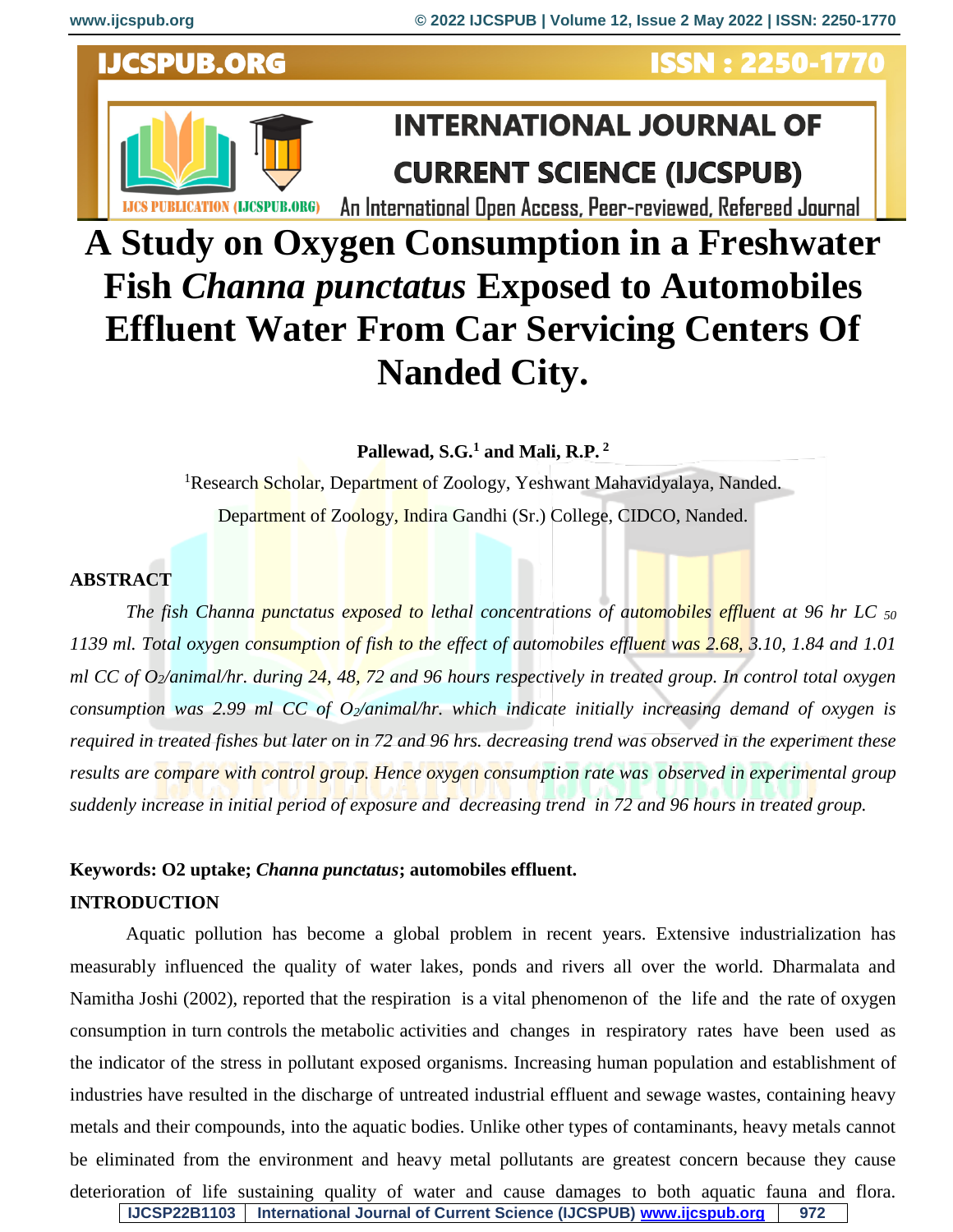# A Study on Oxygen Consumption in a Freshwater Fish *Channa punctatus* Exposed to Automobiles Effluent Water From Car Servicing Centers Of Nanded City.

**Pallewad, S.G.[1] and Mali, R.P.[2]**

[1]Research Scholar, Department of Zoology, Yeshwant Mahavidyalaya, Nanded.

Department of Zoology, Indira Gandhi (Sr.) College, CIDCO, Nanded.

## ABSTRACT

*The fish Channa punctatus exposed to lethal concentrations of automobiles effluent at 96 hr LC $_{50}$ 1139 ml. Total oxygen consumption of fish to the effect of automobiles effluent was 2.68, 3.10, 1.84 and 1.01 ml CC of $O_2$/animal/hr. during 24, 48, 72 and 96 hours respectively in treated group. In control total oxygen consumption was 2.99 ml CC of $O_2$/animal/hr. which indicate initially increasing demand of oxygen is required in treated fishes but later on in 72 and 96 hrs. decreasing trend was observed in the experiment these results are compare with control group. Hence oxygen consumption rate was observed in experimental group suddenly increase in initial period of exposure and decreasing trend in 72 and 96 hours in treated group.*

**Keywords: O2 uptake; *Channa punctatus*; automobiles effluent.**

## INTRODUCTION

Aquatic pollution has become a global problem in recent years. Extensive industrialization has measurably influenced the quality of water lakes, ponds and rivers all over the world. Dharmalata and Namitha Joshi (2002), reported that the respiration is a vital phenomenon of the life and the rate of oxygen consumption in turn controls the metabolic activities and changes in respiratory rates have been used as the indicator of the stress in pollutant exposed organisms. Increasing human population and establishment of industries have resulted in the discharge of untreated industrial effluent and sewage wastes, containing heavy metals and their compounds, into the aquatic bodies. Unlike other types of contaminants, heavy metals cannot be eliminated from the environment and heavy metal pollutants are greatest concern because they cause deterioration of life sustaining quality of water and cause damages to both aquatic fauna and flora.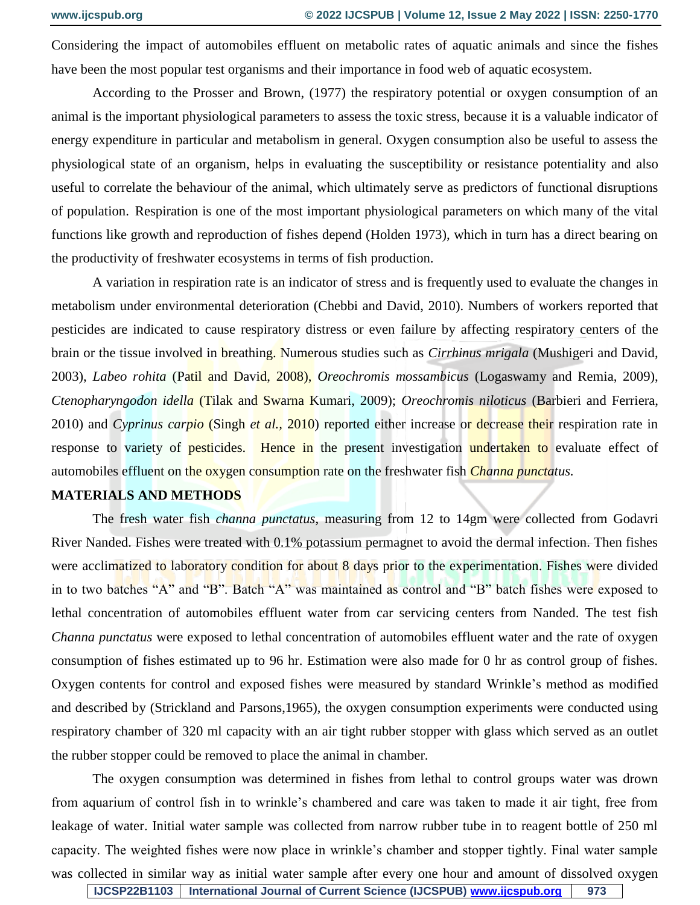Considering the impact of automobiles effluent on metabolic rates of aquatic animals and since the fishes have been the most popular test organisms and their importance in food web of aquatic ecosystem.

According to the Prosser and Brown, (1977) the respiratory potential or oxygen consumption of an animal is the important physiological parameters to assess the toxic stress, because it is a valuable indicator of energy expenditure in particular and metabolism in general. Oxygen consumption also be useful to assess the physiological state of an organism, helps in evaluating the susceptibility or resistance potentiality and also useful to correlate the behaviour of the animal, which ultimately serve as predictors of functional disruptions of population. Respiration is one of the most important physiological parameters on which many of the vital functions like growth and reproduction of fishes depend (Holden 1973), which in turn has a direct bearing on the productivity of freshwater ecosystems in terms of fish production.

A variation in respiration rate is an indicator of stress and is frequently used to evaluate the changes in metabolism under environmental deterioration (Chebbi and David, 2010). Numbers of workers reported that pesticides are indicated to cause respiratory distress or even failure by affecting respiratory centers of the brain or the tissue involved in breathing. Numerous studies such as *Cirrhinus mrigala* (Mushigeri and David, 2003), *Labeo rohita* (Patil and David, 2008), *Oreochromis mossambicus* (Logaswamy and Remia, 2009), *Ctenopharyngodon idella* (Tilak and Swarna Kumari, 2009); *Oreochromis niloticus* (Barbieri and Ferriera, 2010) and *Cyprinus carpio* (Singh *et al.,* 2010) reported either increase or decrease their respiration rate in response to variety of pesticides. Hence in the present investigation undertaken to evaluate effect of automobiles effluent on the oxygen consumption rate on the freshwater fish *Channa punctatus.*

## MATERIALS AND METHODS

The fresh water fish *channa punctatus*, measuring from 12 to 14gm were collected from Godavri River Nanded. Fishes were treated with 0.1% potassium permagnet to avoid the dermal infection. Then fishes were acclimatized to laboratory condition for about 8 days prior to the experimentation. Fishes were divided in to two batches "A" and "B". Batch "A" was maintained as control and "B" batch fishes were exposed to lethal concentration of automobiles effluent water from car servicing centers from Nanded. The test fish *Channa punctatus* were exposed to lethal concentration of automobiles effluent water and the rate of oxygen consumption of fishes estimated up to 96 hr. Estimation were also made for 0 hr as control group of fishes. Oxygen contents for control and exposed fishes were measured by standard Wrinkle's method as modified and described by (Strickland and Parsons,1965), the oxygen consumption experiments were conducted using respiratory chamber of 320 ml capacity with an air tight rubber stopper with glass which served as an outlet the rubber stopper could be removed to place the animal in chamber.

The oxygen consumption was determined in fishes from lethal to control groups water was drown from aquarium of control fish in to wrinkle's chambered and care was taken to made it air tight, free from leakage of water. Initial water sample was collected from narrow rubber tube in to reagent bottle of 250 ml capacity. The weighted fishes were now place in wrinkle's chamber and stopper tightly. Final water sample was collected in similar way as initial water sample after every one hour and amount of dissolved oxygen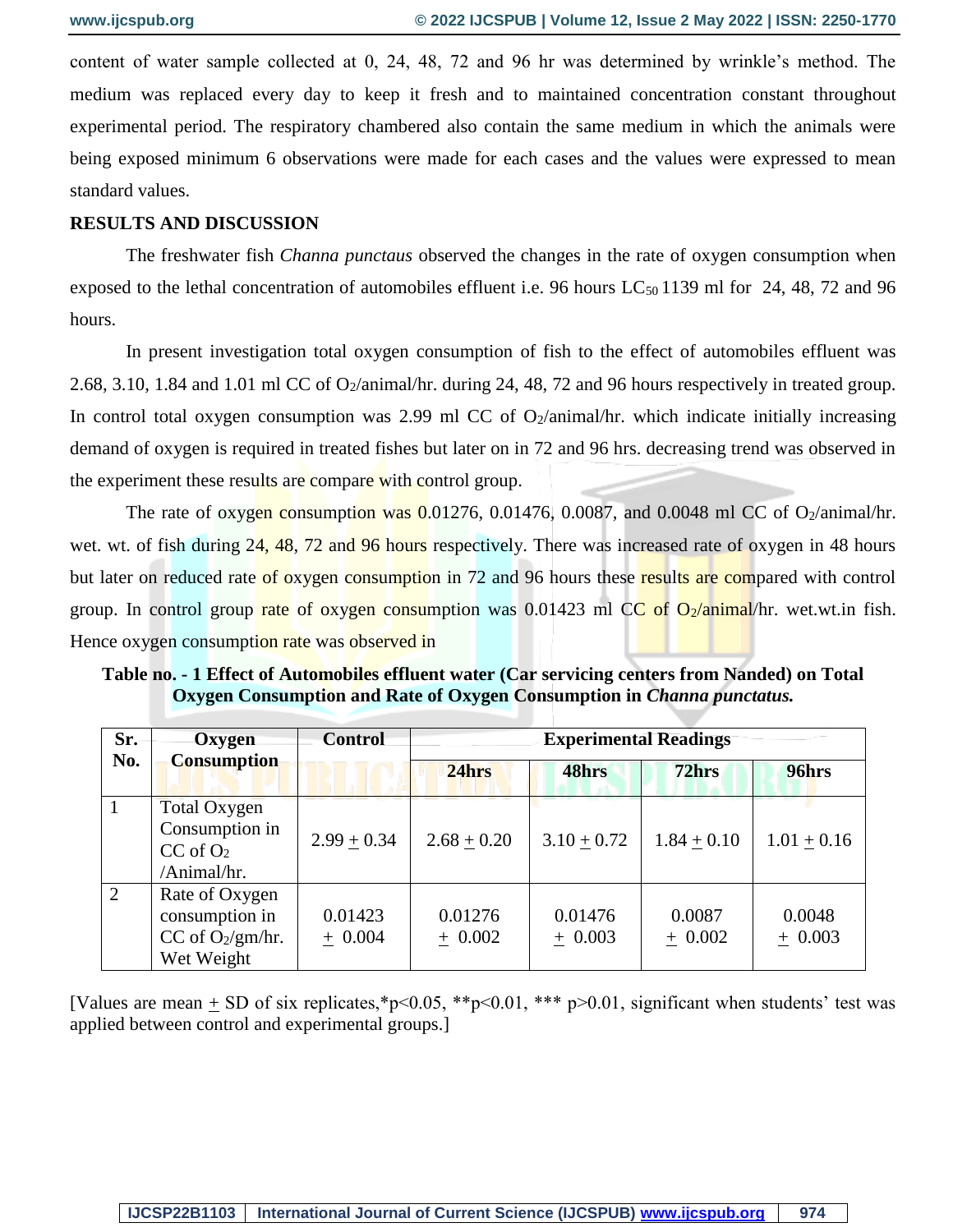content of water sample collected at 0, 24, 48, 72 and 96 hr was determined by wrinkle's method. The medium was replaced every day to keep it fresh and to maintained concentration constant throughout experimental period. The respiratory chambered also contain the same medium in which the animals were being exposed minimum 6 observations were made for each cases and the values were expressed to mean standard values.

## RESULTS AND DISCUSSION

The freshwater fish *Channa punctaus* observed the changes in the rate of oxygen consumption when exposed to the lethal concentration of automobiles effluent i.e. 96 hours $LC_{50}$ 1139 ml for 24, 48, 72 and 96 hours.

In present investigation total oxygen consumption of fish to the effect of automobiles effluent was 2.68, 3.10, 1.84 and 1.01 ml CC of $O_2$/animal/hr. during 24, 48, 72 and 96 hours respectively in treated group. In control total oxygen consumption was 2.99 ml CC of $O_2$/animal/hr. which indicate initially increasing demand of oxygen is required in treated fishes but later on in 72 and 96 hrs. decreasing trend was observed in the experiment these results are compare with control group.

The rate of oxygen consumption was 0.01276, 0.01476, 0.0087, and 0.0048 ml CC of $O_2$/animal/hr. wet. wt. of fish during 24, 48, 72 and 96 hours respectively. There was increased rate of oxygen in 48 hours but later on reduced rate of oxygen consumption in 72 and 96 hours these results are compared with control group. In control group rate of oxygen consumption was 0.01423 ml CC of $O_2$/animal/hr. wet.wt.in fish. Hence oxygen consumption rate was observed in

**Table no. - 1 Effect of Automobiles effluent water (Car servicing centers from Nanded) on Total Oxygen Consumption and Rate of Oxygen Consumption in *Channa punctatus.***

| Sr. No. | Oxygen Consumption | Control | Experimental Readings | | | |
|---|---|---|---|---|---|---|
| | | | 24hrs | 48hrs | 72hrs | 96hrs |
| 1 | Total Oxygen Consumption in CC of $O_2$ /Animal/hr. | 2.99 $\pm$ 0.34 | 2.68 $\pm$ 0.20 | 3.10 $\pm$ 0.72 | 1.84 $\pm$ 0.10 | 1.01 $\pm$ 0.16 |
| 2 | Rate of Oxygen consumption in CC of $O_2$/gm/hr. Wet Weight | 0.01423 $\pm$ 0.004 | 0.01276 $\pm$ 0.002 | 0.01476 $\pm$ 0.003 | 0.0087 $\pm$ 0.002 | 0.0048 $\pm$ 0.003 |

[Values are mean $\pm$ SD of six replicates,*$p<0.05$, **$p<0.01$, *** $p>0.01$, significant when students' test was applied between control and experimental groups.]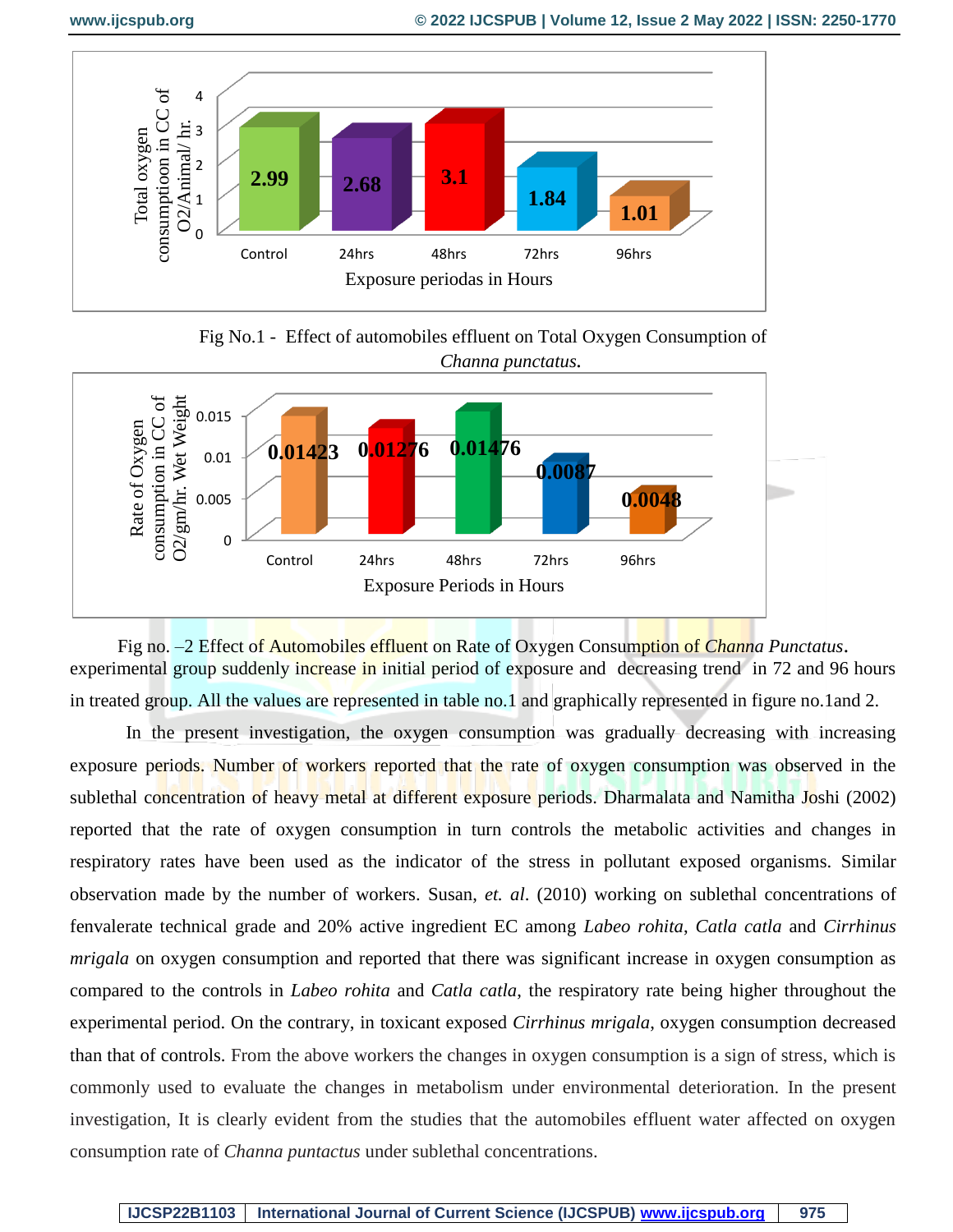Fig No.1 - Effect of automobiles effluent on Total Oxygen Consumption of *Channa punctatus.*

Fig no. –2 Effect of Automobiles effluent on Rate of Oxygen Consumption of *Channa Punctatus*. experimental group suddenly increase in initial period of exposure and decreasing trend in 72 and 96 hours in treated group. All the values are represented in table no.1 and graphically represented in figure no.1and 2.

In the present investigation, the oxygen consumption was gradually decreasing with increasing exposure periods. Number of workers reported that the rate of oxygen consumption was observed in the sublethal concentration of heavy metal at different exposure periods. Dharmalata and Namitha Joshi (2002) reported that the rate of oxygen consumption in turn controls the metabolic activities and changes in respiratory rates have been used as the indicator of the stress in pollutant exposed organisms. Similar observation made by the number of workers. Susan, *et. al*. (2010) working on sublethal concentrations of fenvalerate technical grade and 20% active ingredient EC among *Labeo rohita*, *Catla catla* and *Cirrhinus mrigala* on oxygen consumption and reported that there was significant increase in oxygen consumption as compared to the controls in *Labeo rohita* and *Catla catla*, the respiratory rate being higher throughout the experimental period. On the contrary, in toxicant exposed *Cirrhinus mrigala*, oxygen consumption decreased than that of controls. From the above workers the changes in oxygen consumption is a sign of stress, which is commonly used to evaluate the changes in metabolism under environmental deterioration. In the present investigation, It is clearly evident from the studies that the automobiles effluent water affected on oxygen consumption rate of *Channa puntactus* under sublethal concentrations.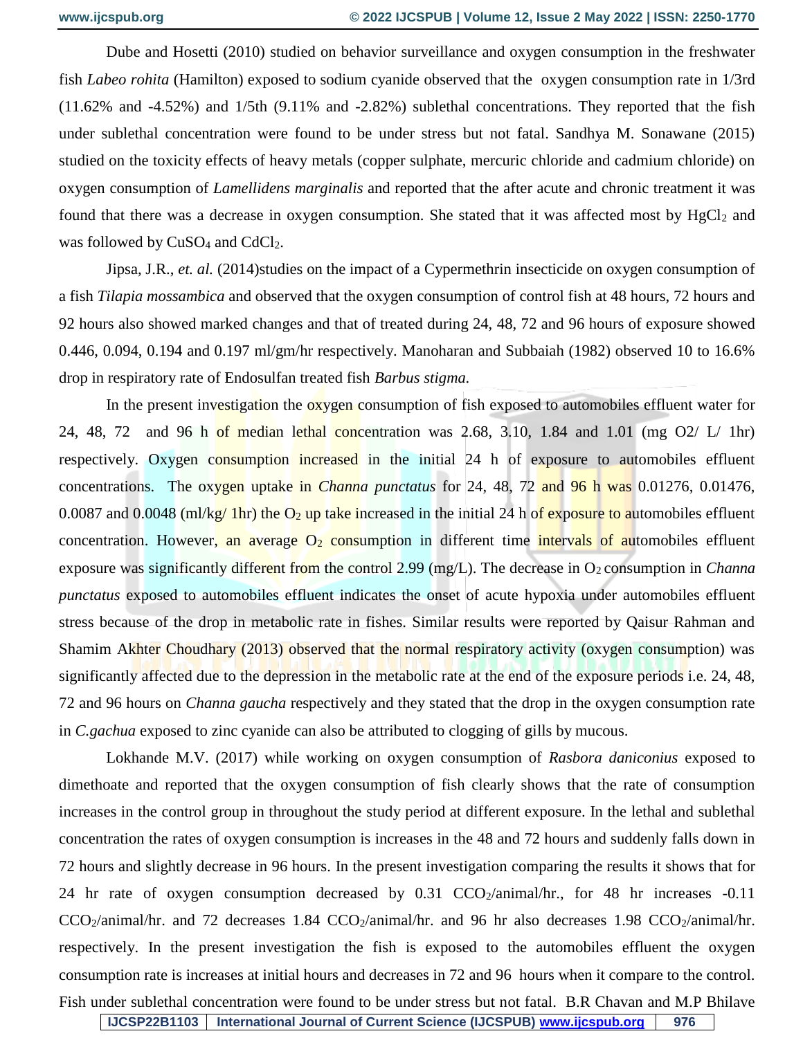Dube and Hosetti (2010) studied on behavior surveillance and oxygen consumption in the freshwater fish *Labeo rohita* (Hamilton) exposed to sodium cyanide observed that the oxygen consumption rate in 1/3rd (11.62% and -4.52%) and 1/5th (9.11% and -2.82%) sublethal concentrations. They reported that the fish under sublethal concentration were found to be under stress but not fatal. Sandhya M. Sonawane (2015) studied on the toxicity effects of heavy metals (copper sulphate, mercuric chloride and cadmium chloride) on oxygen consumption of *Lamellidens marginalis* and reported that the after acute and chronic treatment it was found that there was a decrease in oxygen consumption. She stated that it was affected most by $HgCl_2$ and was followed by $CuSO_4$ and $CdCl_2$.

Jipsa, J.R., *et. al.* (2014)studies on the impact of a Cypermethrin insecticide on oxygen consumption of a fish *Tilapia mossambica* and observed that the oxygen consumption of control fish at 48 hours, 72 hours and 92 hours also showed marked changes and that of treated during 24, 48, 72 and 96 hours of exposure showed 0.446, 0.094, 0.194 and 0.197 ml/gm/hr respectively. Manoharan and Subbaiah (1982) observed 10 to 16.6% drop in respiratory rate of Endosulfan treated fish *Barbus stigma.*

In the present investigation the oxygen consumption of fish exposed to automobiles effluent water for 24, 48, 72 and 96 h of median lethal concentration was 2.68, 3.10, 1.84 and 1.01 (mg O2/ L/ 1hr) respectively. Oxygen consumption increased in the initial 24 h of exposure to automobiles effluent concentrations. The oxygen uptake in *Channa punctatus* for 24, 48, 72 and 96 h was 0.01276, 0.01476, 0.0087 and 0.0048 (ml/kg/ 1hr) the $O_2$ up take increased in the initial 24 h of exposure to automobiles effluent concentration. However, an average $O_2$ consumption in different time intervals of automobiles effluent exposure was significantly different from the control 2.99 (mg/L). The decrease in $O_2$ consumption in *Channa punctatus* exposed to automobiles effluent indicates the onset of acute hypoxia under automobiles effluent stress because of the drop in metabolic rate in fishes. Similar results were reported by Qaisur Rahman and Shamim Akhter Choudhary (2013) observed that the normal respiratory activity (oxygen consumption) was significantly affected due to the depression in the metabolic rate at the end of the exposure periods i.e. 24, 48, 72 and 96 hours on *Channa gaucha* respectively and they stated that the drop in the oxygen consumption rate in *C.gachua* exposed to zinc cyanide can also be attributed to clogging of gills by mucous.

Lokhande M.V. (2017) while working on oxygen consumption of *Rasbora daniconius* exposed to dimethoate and reported that the oxygen consumption of fish clearly shows that the rate of consumption increases in the control group in throughout the study period at different exposure. In the lethal and sublethal concentration the rates of oxygen consumption is increases in the 48 and 72 hours and suddenly falls down in 72 hours and slightly decrease in 96 hours. In the present investigation comparing the results it shows that for 24 hr rate of oxygen consumption decreased by 0.31 $CCO_2$/animal/hr., for 48 hr increases -0.11 $CCO_2$/animal/hr. and 72 decreases 1.84 $CCO_2$/animal/hr. and 96 hr also decreases 1.98 $CCO_2$/animal/hr. respectively. In the present investigation the fish is exposed to the automobiles effluent the oxygen consumption rate is increases at initial hours and decreases in 72 and 96 hours when it compare to the control. Fish under sublethal concentration were found to be under stress but not fatal. B.R Chavan and M.P Bhilave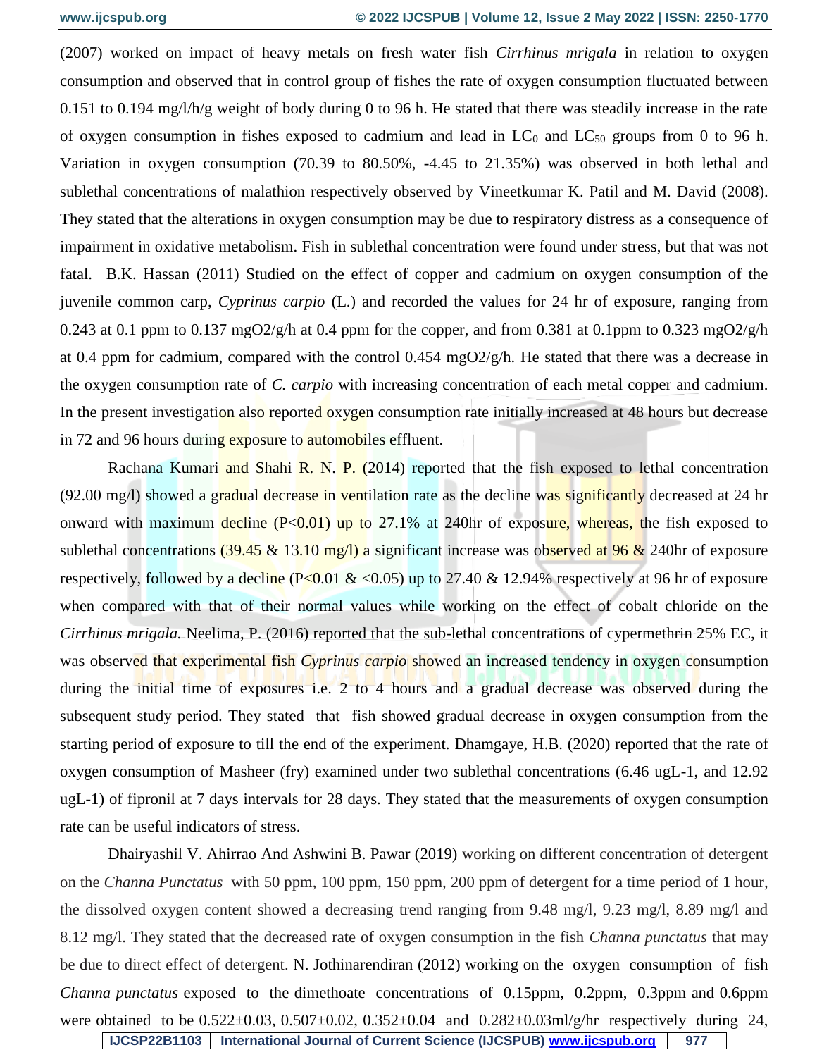(2007) worked on impact of heavy metals on fresh water fish *Cirrhinus mrigala* in relation to oxygen consumption and observed that in control group of fishes the rate of oxygen consumption fluctuated between 0.151 to 0.194 mg/l/h/g weight of body during 0 to 96 h. He stated that there was steadily increase in the rate of oxygen consumption in fishes exposed to cadmium and lead in $LC_0$ and $LC_{50}$ groups from 0 to 96 h. Variation in oxygen consumption (70.39 to 80.50%, -4.45 to 21.35%) was observed in both lethal and sublethal concentrations of malathion respectively observed by Vineetkumar K. Patil and M. David (2008). They stated that the alterations in oxygen consumption may be due to respiratory distress as a consequence of impairment in oxidative metabolism. Fish in sublethal concentration were found under stress, but that was not fatal. B.K. Hassan (2011) Studied on the effect of copper and cadmium on oxygen consumption of the juvenile common carp, *Cyprinus carpio* (L.) and recorded the values for 24 hr of exposure, ranging from 0.243 at 0.1 ppm to 0.137 mgO2/g/h at 0.4 ppm for the copper, and from 0.381 at 0.1ppm to 0.323 mgO2/g/h at 0.4 ppm for cadmium, compared with the control 0.454 mgO2/g/h. He stated that there was a decrease in the oxygen consumption rate of *C. carpio* with increasing concentration of each metal copper and cadmium. In the present investigation also reported oxygen consumption rate initially increased at 48 hours but decrease in 72 and 96 hours during exposure to automobiles effluent.

Rachana Kumari and Shahi R. N. P. (2014) reported that the fish exposed to lethal concentration (92.00 mg/l) showed a gradual decrease in ventilation rate as the decline was significantly decreased at 24 hr onward with maximum decline ($P<0.01$) up to 27.1% at 240hr of exposure, whereas, the fish exposed to sublethal concentrations (39.45 & 13.10 mg/l) a significant increase was observed at 96 & 240hr of exposure respectively, followed by a decline ($P<0.01$ & $<0.05$) up to 27.40 & 12.94% respectively at 96 hr of exposure when compared with that of their normal values while working on the effect of cobalt chloride on the *Cirrhinus mrigala.* Neelima, P. (2016) reported that the sub-lethal concentrations of cypermethrin 25% EC, it was observed that experimental fish *Cyprinus carpio* showed an increased tendency in oxygen consumption during the initial time of exposures i.e. 2 to 4 hours and a gradual decrease was observed during the subsequent study period. They stated that fish showed gradual decrease in oxygen consumption from the starting period of exposure to till the end of the experiment. Dhamgaye, H.B. (2020) reported that the rate of oxygen consumption of Masheer (fry) examined under two sublethal concentrations (6.46 ugL-1, and 12.92 ugL-1) of fipronil at 7 days intervals for 28 days. They stated that the measurements of oxygen consumption rate can be useful indicators of stress.

Dhairyashil V. Ahirrao And Ashwini B. Pawar (2019) working on different concentration of detergent on the *Channa Punctatus* with 50 ppm, 100 ppm, 150 ppm, 200 ppm of detergent for a time period of 1 hour, the dissolved oxygen content showed a decreasing trend ranging from 9.48 mg/l, 9.23 mg/l, 8.89 mg/l and 8.12 mg/l. They stated that the decreased rate of oxygen consumption in the fish *Channa punctatus* that may be due to direct effect of detergent. N. Jothinarendiran (2012) working on the oxygen consumption of fish *Channa punctatus* exposed to the dimethoate concentrations of 0.15ppm, 0.2ppm, 0.3ppm and 0.6ppm were obtained to be $0.522\pm0.03$, $0.507\pm0.02$, $0.352\pm0.04$ and $0.282\pm0.03$ml/g/hr respectively during 24,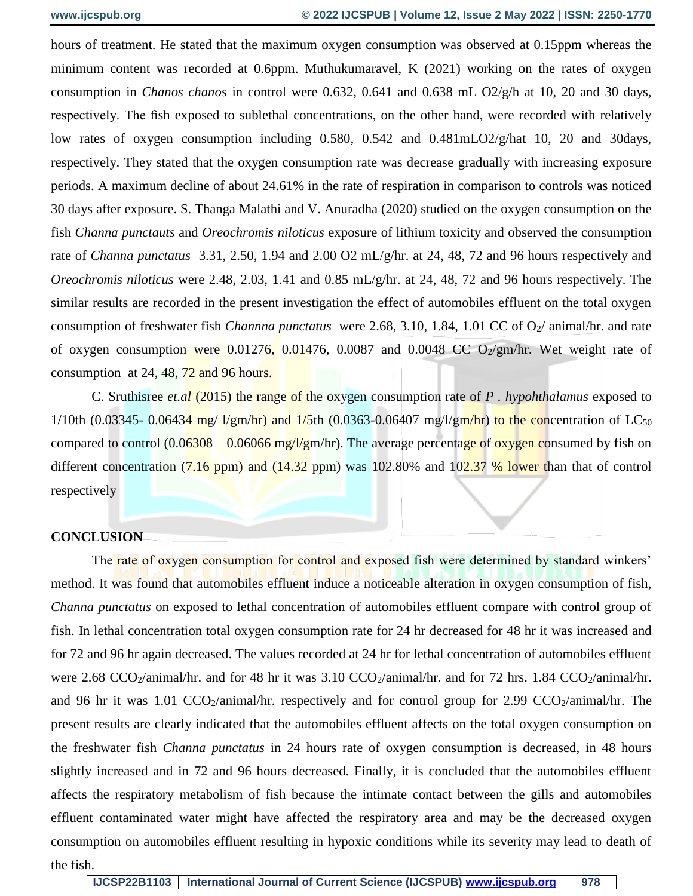hours of treatment. He stated that the maximum oxygen consumption was observed at 0.15ppm whereas the minimum content was recorded at 0.6ppm. Muthukumaravel, K (2021) working on the rates of oxygen consumption in *Chanos chanos* in control were 0.632, 0.641 and 0.638 mL O2/g/h at 10, 20 and 30 days, respectively. The fish exposed to sublethal concentrations, on the other hand, were recorded with relatively low rates of oxygen consumption including 0.580, 0.542 and 0.481mLO2/g/hat 10, 20 and 30days, respectively. They stated that the oxygen consumption rate was decrease gradually with increasing exposure periods. A maximum decline of about 24.61% in the rate of respiration in comparison to controls was noticed 30 days after exposure. S. Thanga Malathi and V. Anuradha (2020) studied on the oxygen consumption on the fish *Channa punctauts* and *Oreochromis niloticus* exposure of lithium toxicity and observed the consumption rate of *Channa punctatus* 3.31, 2.50, 1.94 and 2.00 O2 mL/g/hr. at 24, 48, 72 and 96 hours respectively and *Oreochromis niloticus* were 2.48, 2.03, 1.41 and 0.85 mL/g/hr. at 24, 48, 72 and 96 hours respectively. The similar results are recorded in the present investigation the effect of automobiles effluent on the total oxygen consumption of freshwater fish *Channna punctatus* were 2.68, 3.10, 1.84, 1.01 CC of $O_2$/ animal/hr. and rate of oxygen consumption were 0.01276, 0.01476, 0.0087 and 0.0048 CC $O_2$/gm/hr. Wet weight rate of consumption at 24, 48, 72 and 96 hours.

C. Sruthisree *et.al* (2015) the range of the oxygen consumption rate of *P . hypohthalamus* exposed to 1/10th (0.03345- 0.06434 mg/ l/gm/hr) and 1/5th (0.0363-0.06407 mg/l/gm/hr) to the concentration of $LC_{50}$ compared to control (0.06308 – 0.06066 mg/l/gm/hr). The average percentage of oxygen consumed by fish on different concentration (7.16 ppm) and (14.32 ppm) was 102.80% and 102.37 % lower than that of control respectively

## CONCLUSION

The rate of oxygen consumption for control and exposed fish were determined by standard winkers' method. It was found that automobiles effluent induce a noticeable alteration in oxygen consumption of fish, *Channa punctatus* on exposed to lethal concentration of automobiles effluent compare with control group of fish. In lethal concentration total oxygen consumption rate for 24 hr decreased for 48 hr it was increased and for 72 and 96 hr again decreased. The values recorded at 24 hr for lethal concentration of automobiles effluent were 2.68 $CCO_2$/animal/hr. and for 48 hr it was 3.10 $CCO_2$/animal/hr. and for 72 hrs. 1.84 $CCO_2$/animal/hr. and 96 hr it was 1.01 $CCO_2$/animal/hr. respectively and for control group for 2.99 $CCO_2$/animal/hr. The present results are clearly indicated that the automobiles effluent affects on the total oxygen consumption on the freshwater fish *Channa punctatus* in 24 hours rate of oxygen consumption is decreased, in 48 hours slightly increased and in 72 and 96 hours decreased. Finally, it is concluded that the automobiles effluent affects the respiratory metabolism of fish because the intimate contact between the gills and automobiles effluent contaminated water might have affected the respiratory area and may be the decreased oxygen consumption on automobiles effluent resulting in hypoxic conditions while its severity may lead to death of the fish.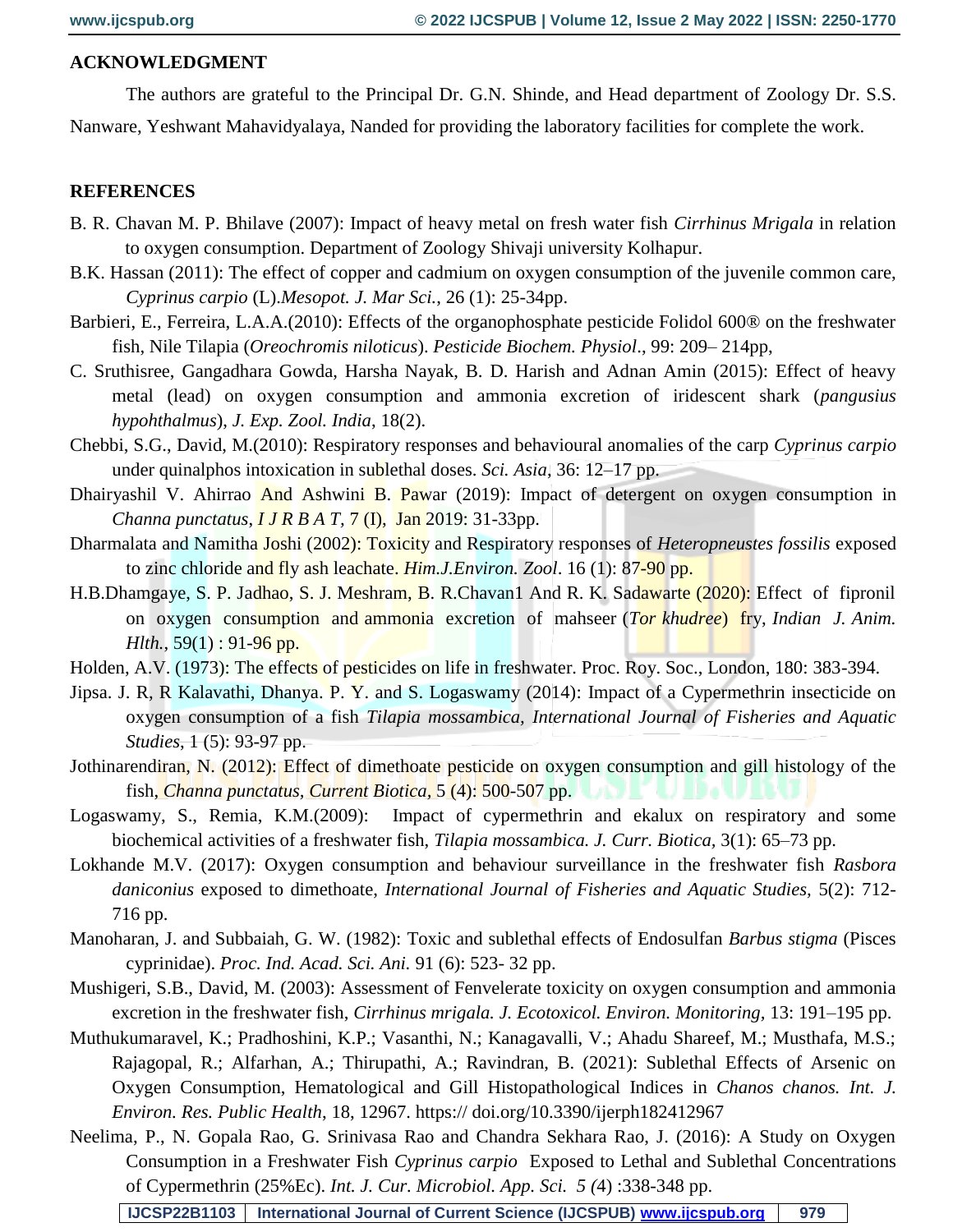## ACKNOWLEDGMENT

The authors are grateful to the Principal Dr. G.N. Shinde, and Head department of Zoology Dr. S.S. Nanware, Yeshwant Mahavidyalaya, Nanded for providing the laboratory facilities for complete the work.

## REFERENCES

B. R. Chavan M. P. Bhilave (2007): Impact of heavy metal on fresh water fish *Cirrhinus Mrigala* in relation to oxygen consumption. Department of Zoology Shivaji university Kolhapur.

B.K. Hassan (2011): The effect of copper and cadmium on oxygen consumption of the juvenile common care, *Cyprinus carpio* (L).*Mesopot. J. Mar Sci.*, 26 (1): 25-34pp.

Barbieri, E., Ferreira, L.A.A.(2010): Effects of the organophosphate pesticide Folidol 600® on the freshwater fish, Nile Tilapia (*Oreochromis niloticus*). *Pesticide Biochem. Physiol*., 99: 209– 214pp,

C. Sruthisree, Gangadhara Gowda, Harsha Nayak, B. D. Harish and Adnan Amin (2015): Effect of heavy metal (lead) on oxygen consumption and ammonia excretion of iridescent shark (*pangusius hypohthalmus*), *J. Exp. Zool. India*, 18(2).

Chebbi, S.G., David, M.(2010): Respiratory responses and behavioural anomalies of the carp *Cyprinus carpio* under quinalphos intoxication in sublethal doses. *Sci. Asia*, 36: 12–17 pp.

Dhairyashil V. Ahirrao And Ashwini B. Pawar (2019): Impact of detergent on oxygen consumption in *Channa punctatus*, *I J R B A T*, 7 (I), Jan 2019: 31-33pp.

Dharmalata and Namitha Joshi (2002): Toxicity and Respiratory responses of *Heteropneustes fossilis* exposed to zinc chloride and fly ash leachate. *Him.J.Environ. Zool*. 16 (1): 87-90 pp.

H.B.Dhamgaye, S. P. Jadhao, S. J. Meshram, B. R.Chavan1 And R. K. Sadawarte (2020): Effect of fipronil on oxygen consumption and ammonia excretion of mahseer (*Tor khudree*) fry, *Indian J. Anim. Hlth.*, 59(1) : 91-96 pp.

Holden, A.V. (1973): The effects of pesticides on life in freshwater. Proc. Roy. Soc., London, 180: 383-394.

Jipsa. J. R, R Kalavathi, Dhanya. P. Y. and S. Logaswamy (2014): Impact of a Cypermethrin insecticide on oxygen consumption of a fish *Tilapia mossambica, International Journal of Fisheries and Aquatic Studies*, 1 (5): 93-97 pp.

Jothinarendiran, N. (2012): Effect of dimethoate pesticide on oxygen consumption and gill histology of the fish, *Channa punctatus, Current Biotica,* 5 (4): 500-507 pp.

Logaswamy, S., Remia, K.M.(2009): Impact of cypermethrin and ekalux on respiratory and some biochemical activities of a freshwater fish, *Tilapia mossambica. J. Curr. Biotica,* 3(1): 65–73 pp.

Lokhande M.V. (2017): Oxygen consumption and behaviour surveillance in the freshwater fish *Rasbora daniconius* exposed to dimethoate, *International Journal of Fisheries and Aquatic Studies*, 5(2): 712-716 pp.

Manoharan, J. and Subbaiah, G. W. (1982): Toxic and sublethal effects of Endosulfan *Barbus stigma* (Pisces cyprinidae). *Proc. Ind. Acad. Sci. Ani.* 91 (6): 523- 32 pp.

Mushigeri, S.B., David, M. (2003): Assessment of Fenvelerate toxicity on oxygen consumption and ammonia excretion in the freshwater fish, *Cirrhinus mrigala. J. Ecotoxicol. Environ. Monitoring*, 13: 191–195 pp.

Muthukumaravel, K.; Pradhoshini, K.P.; Vasanthi, N.; Kanagavalli, V.; Ahadu Shareef, M.; Musthafa, M.S.; Rajagopal, R.; Alfarhan, A.; Thirupathi, A.; Ravindran, B. (2021): Sublethal Effects of Arsenic on Oxygen Consumption, Hematological and Gill Histopathological Indices in *Chanos chanos. Int. J. Environ. Res. Public Health*, 18, 12967. https:// doi.org/10.3390/ijerph182412967

Neelima, P., N. Gopala Rao, G. Srinivasa Rao and Chandra Sekhara Rao, J. (2016): A Study on Oxygen Consumption in a Freshwater Fish *Cyprinus carpio* Exposed to Lethal and Sublethal Concentrations of Cypermethrin (25%Ec). *Int. J. Cur. Microbiol. App. Sci. 5 (*4) :338-348 pp.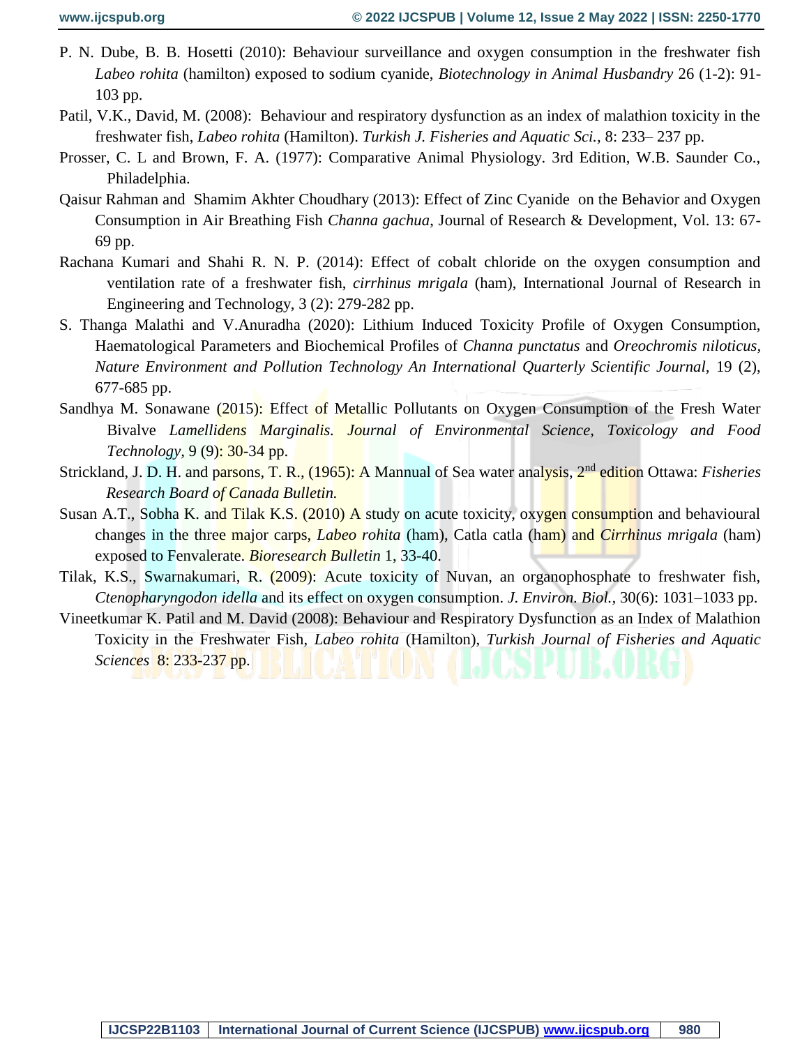P. N. Dube, B. B. Hosetti (2010): Behaviour surveillance and oxygen consumption in the freshwater fish *Labeo rohita* (hamilton) exposed to sodium cyanide, *Biotechnology in Animal Husbandry* 26 (1-2): 91-103 pp.

Patil, V.K., David, M. (2008): Behaviour and respiratory dysfunction as an index of malathion toxicity in the freshwater fish, *Labeo rohita* (Hamilton). *Turkish J. Fisheries and Aquatic Sci.,* 8: 233– 237 pp.

Prosser, C. L and Brown, F. A. (1977): Comparative Animal Physiology. 3rd Edition, W.B. Saunder Co., Philadelphia.

Qaisur Rahman and Shamim Akhter Choudhary (2013): Effect of Zinc Cyanide on the Behavior and Oxygen Consumption in Air Breathing Fish *Channa gachua*, Journal of Research & Development, Vol. 13: 67-69 pp.

Rachana Kumari and Shahi R. N. P. (2014): Effect of cobalt chloride on the oxygen consumption and ventilation rate of a freshwater fish, *cirrhinus mrigala* (ham), International Journal of Research in Engineering and Technology, 3 (2): 279-282 pp.

S. Thanga Malathi and V.Anuradha (2020): Lithium Induced Toxicity Profile of Oxygen Consumption, Haematological Parameters and Biochemical Profiles of *Channa punctatus* and *Oreochromis niloticus*, *Nature Environment and Pollution Technology An International Quarterly Scientific Journal*, 19 (2), 677-685 pp.

Sandhya M. Sonawane (2015): Effect of Metallic Pollutants on Oxygen Consumption of the Fresh Water Bivalve *Lamellidens Marginalis. Journal of Environmental Science, Toxicology and Food Technology,* 9 (9): 30-34 pp.

Strickland, J. D. H. and parsons, T. R., (1965): A Mannual of Sea water analysis, 2nd edition Ottawa: *Fisheries Research Board of Canada Bulletin.*

Susan A.T., Sobha K. and Tilak K.S. (2010) A study on acute toxicity, oxygen consumption and behavioural changes in the three major carps, *Labeo rohita* (ham), Catla catla (ham) and *Cirrhinus mrigala* (ham) exposed to Fenvalerate. *Bioresearch Bulletin* 1, 33-40.

Tilak, K.S., Swarnakumari, R. (2009): Acute toxicity of Nuvan, an organophosphate to freshwater fish, *Ctenopharyngodon idella* and its effect on oxygen consumption. *J. Environ. Biol.*, 30(6): 1031–1033 pp.

Vineetkumar K. Patil and M. David (2008): Behaviour and Respiratory Dysfunction as an Index of Malathion Toxicity in the Freshwater Fish, *Labeo rohita* (Hamilton), *Turkish Journal of Fisheries and Aquatic Sciences* 8: 233-237 pp.